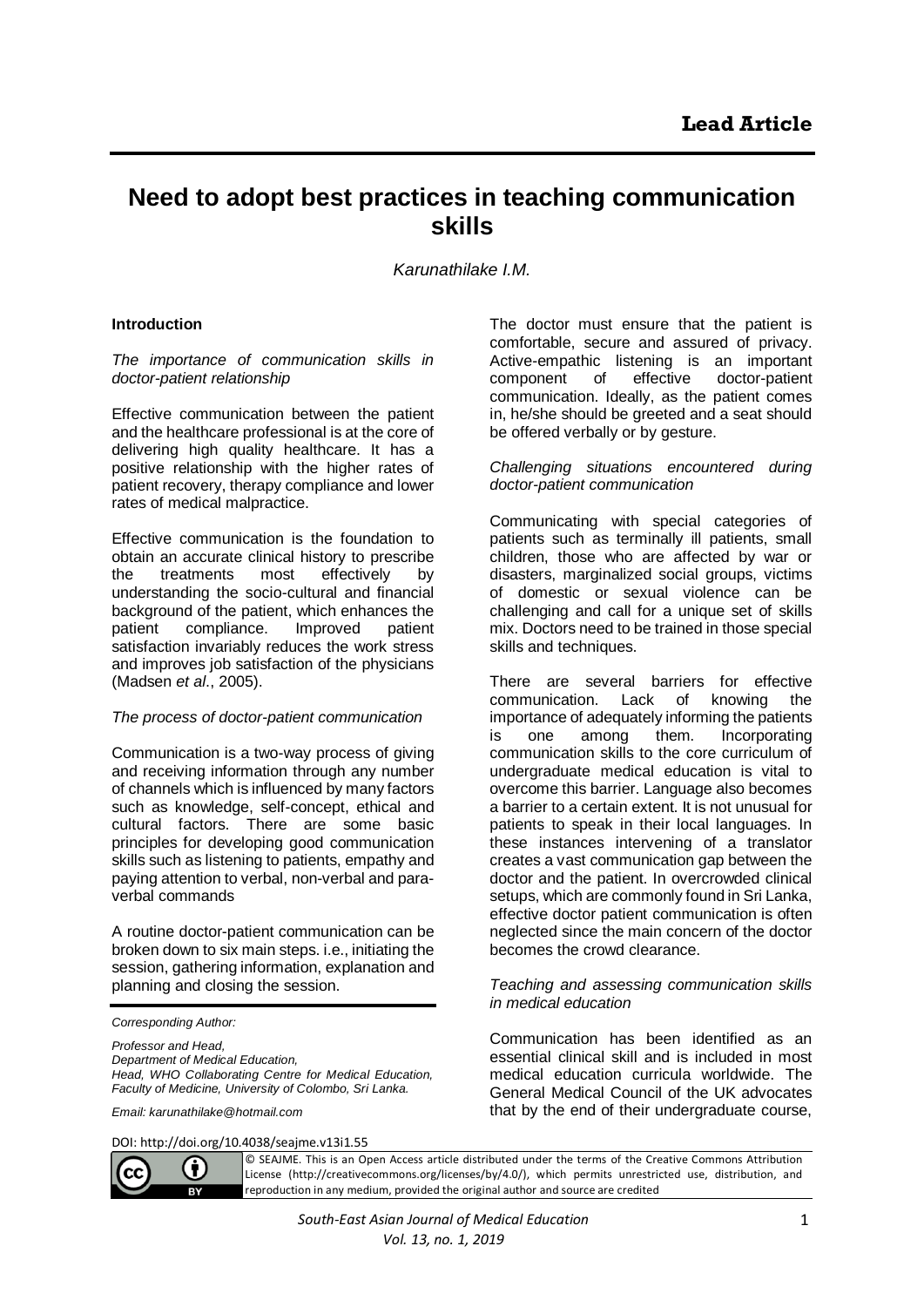**Lead Article**

# Need to adopt best practices in teaching communication skills

*Karunathilake I.M.*

## Introduction

*The importance of communication skills in doctor-patient relationship*

Effective communication between the patient and the healthcare professional is at the core of delivering high quality healthcare. It has a positive relationship with the higher rates of patient recovery, therapy compliance and lower rates of medical malpractice.

Effective communication is the foundation to obtain an accurate clinical history to prescribe the treatments most effectively by understanding the socio-cultural and financial background of the patient, which enhances the patient compliance. Improved patient satisfaction invariably reduces the work stress and improves job satisfaction of the physicians (Madsen *et al*., 2005).

*The process of doctor-patient communication*

Communication is a two-way process of giving and receiving information through any number of channels which is influenced by many factors such as knowledge, self-concept, ethical and cultural factors. There are some basic principles for developing good communication skills such as listening to patients, empathy and paying attention to verbal, non-verbal and para-verbal commands

A routine doctor-patient communication can be broken down to six main steps. i.e., initiating the session, gathering information, explanation and planning and closing the session.

*Corresponding Author:*

*Professor and Head,*
*Department of Medical Education,*
*Head, WHO Collaborating Centre for Medical Education,*
*Faculty of Medicine, University of Colombo, Sri Lanka.*

*Email: karunathilake@hotmail.com*

DOI: http://doi.org/10.4038/seajme.v13i1.55

© SEAJME. This is an Open Access article distributed under the terms of the Creative Commons Attribution License (http://creativecommons.org/licenses/by/4.0/), which permits unrestricted use, distribution, and reproduction in any medium, provided the original author and source are credited

The doctor must ensure that the patient is comfortable, secure and assured of privacy. Active-empathic listening is an important component of effective doctor-patient communication. Ideally, as the patient comes in, he/she should be greeted and a seat should be offered verbally or by gesture.

*Challenging situations encountered during doctor-patient communication*

Communicating with special categories of patients such as terminally ill patients, small children, those who are affected by war or disasters, marginalized social groups, victims of domestic or sexual violence can be challenging and call for a unique set of skills mix. Doctors need to be trained in those special skills and techniques.

There are several barriers for effective communication. Lack of knowing the importance of adequately informing the patients is one among them. Incorporating communication skills to the core curriculum of undergraduate medical education is vital to overcome this barrier. Language also becomes a barrier to a certain extent. It is not unusual for patients to speak in their local languages. In these instances intervening of a translator creates a vast communication gap between the doctor and the patient. In overcrowded clinical setups, which are commonly found in Sri Lanka, effective doctor patient communication is often neglected since the main concern of the doctor becomes the crowd clearance.

*Teaching and assessing communication skills in medical education*

Communication has been identified as an essential clinical skill and is included in most medical education curricula worldwide. The General Medical Council of the UK advocates that by the end of their undergraduate course,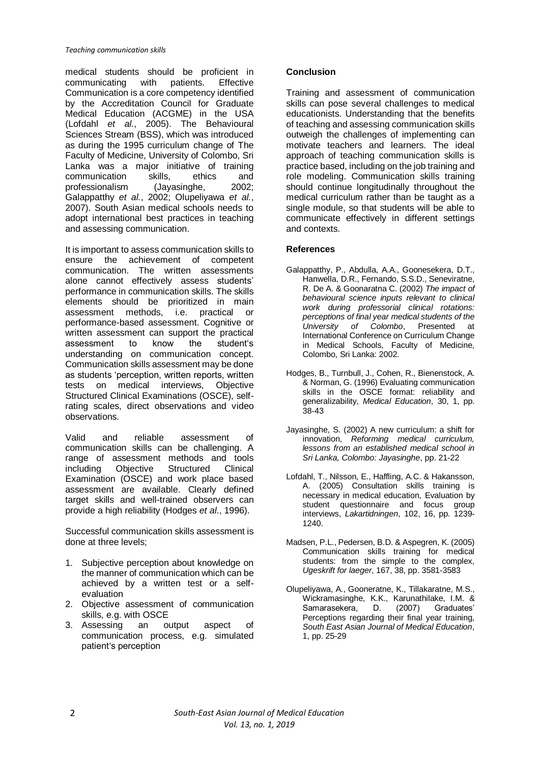medical students should be proficient in communicating with patients. Effective Communication is a core competency identified by the Accreditation Council for Graduate Medical Education (ACGME) in the USA (Lofdahl *et al.*, 2005). The Behavioural Sciences Stream (BSS), which was introduced as during the 1995 curriculum change of The Faculty of Medicine, University of Colombo, Sri Lanka was a major initiative of training communication skills, ethics and professionalism (Jayasinghe, 2002; Galappatthy *et al.*, 2002; Olupeliyawa *et al.*, 2007). South Asian medical schools needs to adopt international best practices in teaching and assessing communication.

It is important to assess communication skills to ensure the achievement of competent communication. The written assessments alone cannot effectively assess students' performance in communication skills. The skills elements should be prioritized in main assessment methods, i.e. practical or performance-based assessment. Cognitive or written assessment can support the practical assessment to know the student's understanding on communication concept. Communication skills assessment may be done as students 'perception, written reports, written tests on medical interviews, Objective Structured Clinical Examinations (OSCE), self-rating scales, direct observations and video observations.

Valid and reliable assessment of communication skills can be challenging. A range of assessment methods and tools including Objective Structured Clinical Examination (OSCE) and work place based assessment are available. Clearly defined target skills and well-trained observers can provide a high reliability (Hodges *et al.*, 1996).

Successful communication skills assessment is done at three levels;

1. Subjective perception about knowledge on the manner of communication which can be achieved by a written test or a self-evaluation
2. Objective assessment of communication skills, e.g. with OSCE
3. Assessing an output aspect of communication process, e.g. simulated patient's perception

## Conclusion

Training and assessment of communication skills can pose several challenges to medical educationists. Understanding that the benefits of teaching and assessing communication skills outweigh the challenges of implementing can motivate teachers and learners. The ideal approach of teaching communication skills is practice based, including on the job training and role modeling. Communication skills training should continue longitudinally throughout the medical curriculum rather than be taught as a single module, so that students will be able to communicate effectively in different settings and contexts.

## References

Galappatthy, P., Abdulla, A.A., Goonesekera, D.T., Hanwella, D.R., Fernando, S.S.D., Seneviratne, R. De A. & Goonaratna C. (2002) *The impact of behavioural science inputs relevant to clinical work during professorial clinical rotations: perceptions of final year medical students of the University of Colombo*, Presented at International Conference on Curriculum Change in Medical Schools, Faculty of Medicine, Colombo, Sri Lanka: 2002.

Hodges, B., Turnbull, J., Cohen, R., Bienenstock, A. & Norman, G. (1996) Evaluating communication skills in the OSCE format: reliability and generalizability, *Medical Education*, 30, 1, pp. 38-43

Jayasinghe, S. (2002) A new curriculum: a shift for innovation, *Reforming medical curriculum, lessons from an established medical school in Sri Lanka, Colombo: Jayasinghe*, pp. 21-22

Lofdahl, T., Nilsson, E., Haffling, A.C. & Hakansson, A. (2005) Consultation skills training is necessary in medical education, Evaluation by student questionnaire and focus group interviews, *Lakartidningen*, 102, 16, pp. 1239-1240.

Madsen, P.L., Pedersen, B.D. & Aspegren, K. (2005) Communication skills training for medical students: from the simple to the complex, *Ugeskrift for laeger*, 167, 38, pp. 3581-3583

Olupeliyawa, A., Gooneratne, K., Tillakaratne, M.S., Wickramasinghe, K.K., Karunathilake, I.M. & Samarasekera, D. (2007) Graduates' Perceptions regarding their final year training, *South East Asian Journal of Medical Education*, 1, pp. 25-29